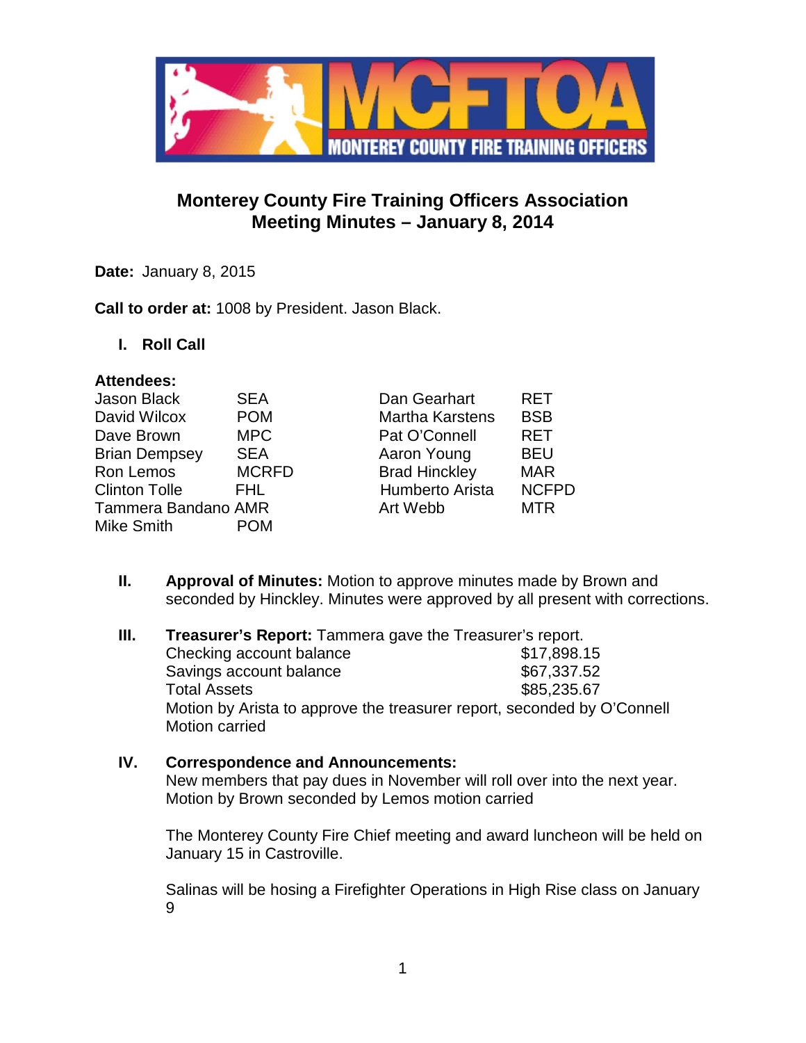# Monterey County Fire Training Officers Association
## Meeting Minutes – January 8, 2014

**Date:** January 8, 2015

**Call to order at:** 1008 by President. Jason Black.

## I. Roll Call

**Attendees:**

| | | | |
|---|---|---|---|
| Jason Black | SEA | Dan Gearhart | RET |
| David Wilcox | POM | Martha Karstens | BSB |
| Dave Brown | MPC | Pat O'Connell | RET |
| Brian Dempsey | SEA | Aaron Young | BEU |
| Ron Lemos | MCRFD | Brad Hinckley | MAR |
| Clinton Tolle | FHL | Humberto Arista | NCFPD |
| Tammera Bandano | AMR | Art Webb | MTR |
| Mike Smith | POM | | |

## II. Approval of Minutes

**Approval of Minutes:** Motion to approve minutes made by Brown and seconded by Hinckley. Minutes were approved by all present with corrections.

## III. Treasurer's Report

**Treasurer's Report:** Tammera gave the Treasurer's report.

| | |
|---|---|
| Checking account balance | $17,898.15 |
| Savings account balance | $67,337.52 |
| Total Assets | $85,235.67 |

Motion by Arista to approve the treasurer report, seconded by O'Connell
Motion carried

## IV. Correspondence and Announcements:

New members that pay dues in November will roll over into the next year.
Motion by Brown seconded by Lemos motion carried

The Monterey County Fire Chief meeting and award luncheon will be held on January 15 in Castroville.

Salinas will be hosing a Firefighter Operations in High Rise class on January 9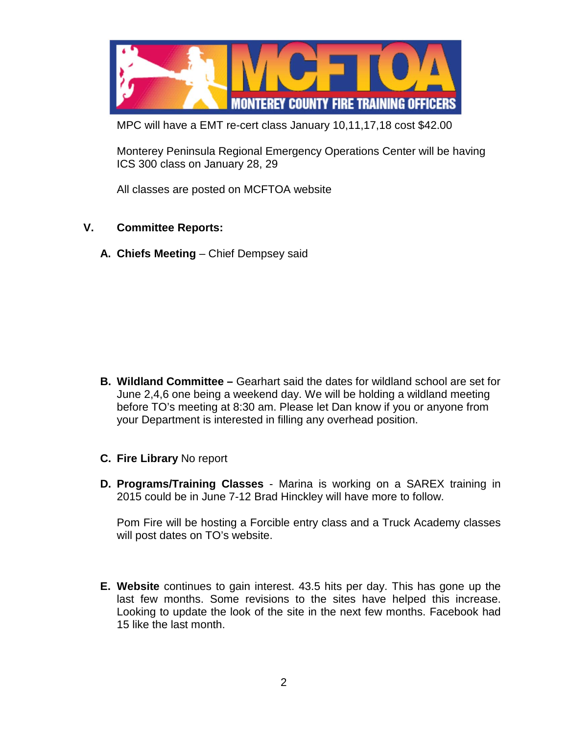MPC will have a EMT re-cert class January 10,11,17,18 cost $42.00

Monterey Peninsula Regional Emergency Operations Center will be having ICS 300 class on January 28, 29

All classes are posted on MCFTOA website

## V. Committee Reports:

**A. Chiefs Meeting** – Chief Dempsey said

**B. Wildland Committee –** Gearhart said the dates for wildland school are set for June 2,4,6 one being a weekend day. We will be holding a wildland meeting before TO's meeting at 8:30 am. Please let Dan know if you or anyone from your Department is interested in filling any overhead position.

**C. Fire Library** No report

**D. Programs/Training Classes** - Marina is working on a SAREX training in 2015 could be in June 7-12 Brad Hinckley will have more to follow.

Pom Fire will be hosting a Forcible entry class and a Truck Academy classes will post dates on TO's website.

**E. Website** continues to gain interest. 43.5 hits per day. This has gone up the last few months. Some revisions to the sites have helped this increase. Looking to update the look of the site in the next few months. Facebook had 15 like the last month.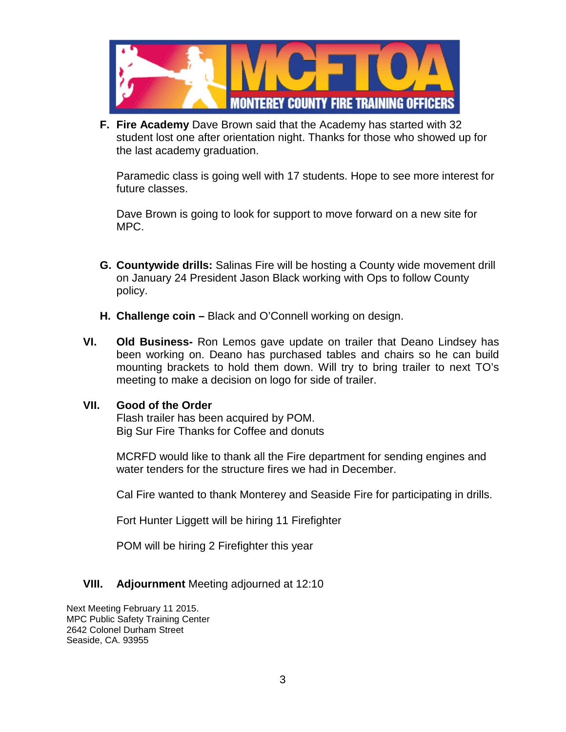MCFTOA
MONTEREY COUNTY FIRE TRAINING OFFICERS

**F. Fire Academy** Dave Brown said that the Academy has started with 32 student lost one after orientation night. Thanks for those who showed up for the last academy graduation.

Paramedic class is going well with 17 students. Hope to see more interest for future classes.

Dave Brown is going to look for support to move forward on a new site for MPC.

**G. Countywide drills:** Salinas Fire will be hosting a County wide movement drill on January 24 President Jason Black working with Ops to follow County policy.

**H. Challenge coin –** Black and O'Connell working on design.

**VI. Old Business-** Ron Lemos gave update on trailer that Deano Lindsey has been working on. Deano has purchased tables and chairs so he can build mounting brackets to hold them down. Will try to bring trailer to next TO's meeting to make a decision on logo for side of trailer.

**VII. Good of the Order**

Flash trailer has been acquired by POM.
Big Sur Fire Thanks for Coffee and donuts

MCRFD would like to thank all the Fire department for sending engines and water tenders for the structure fires we had in December.

Cal Fire wanted to thank Monterey and Seaside Fire for participating in drills.

Fort Hunter Liggett will be hiring 11 Firefighter

POM will be hiring 2 Firefighter this year

**VIII. Adjournment** Meeting adjourned at 12:10

Next Meeting February 11 2015.
MPC Public Safety Training Center
2642 Colonel Durham Street
Seaside, CA. 93955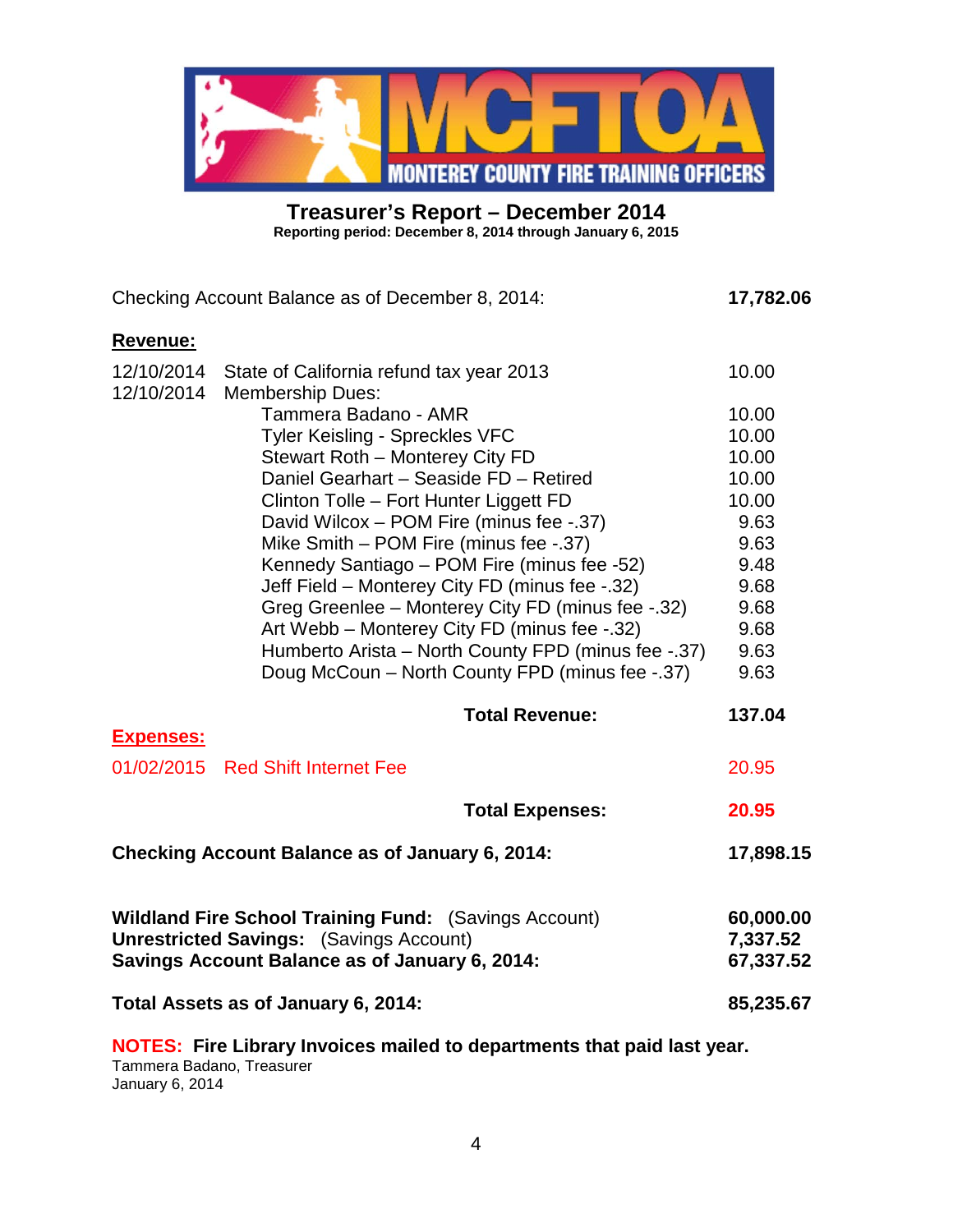MONTEREY COUNTY FIRE TRAINING OFFICERS

## Treasurer's Report – December 2014

**Reporting period: December 8, 2014 through January 6, 2015**

| | | |
|---|---|---|
| Checking Account Balance as of December 8, 2014: | | **17,782.06** |
| **Revenue:** | | |
| 12/10/2014 | State of California refund tax year 2013 | 10.00 |
| 12/10/2014 | Membership Dues: | |
| | Tammera Badano - AMR | 10.00 |
| | Tyler Keisling - Spreckles VFC | 10.00 |
| | Stewart Roth – Monterey City FD | 10.00 |
| | Daniel Gearhart – Seaside FD – Retired | 10.00 |
| | Clinton Tolle – Fort Hunter Liggett FD | 10.00 |
| | David Wilcox – POM Fire (minus fee -.37) | 9.63 |
| | Mike Smith – POM Fire (minus fee -.37) | 9.63 |
| | Kennedy Santiago – POM Fire (minus fee -52) | 9.48 |
| | Jeff Field – Monterey City FD (minus fee -.32) | 9.68 |
| | Greg Greenlee – Monterey City FD (minus fee -.32) | 9.68 |
| | Art Webb – Monterey City FD (minus fee -.32) | 9.68 |
| | Humberto Arista – North County FPD (minus fee -.37) | 9.63 |
| | Doug McCoun – North County FPD (minus fee -.37) | 9.63 |
| | **Total Revenue:** | **137.04** |
| **Expenses:** | | |
| 01/02/2015 | Red Shift Internet Fee | 20.95 |
| | **Total Expenses:** | **20.95** |
| **Checking Account Balance as of January 6, 2014:** | | **17,898.15** |
| **Wildland Fire School Training Fund:** (Savings Account) | | **60,000.00** |
| **Unrestricted Savings:** (Savings Account) | | **7,337.52** |
| **Savings Account Balance as of January 6, 2014:** | | **67,337.52** |
| **Total Assets as of January 6, 2014:** | | **85,235.67** |

**NOTES: Fire Library Invoices mailed to departments that paid last year.**

Tammera Badano, Treasurer
January 6, 2014